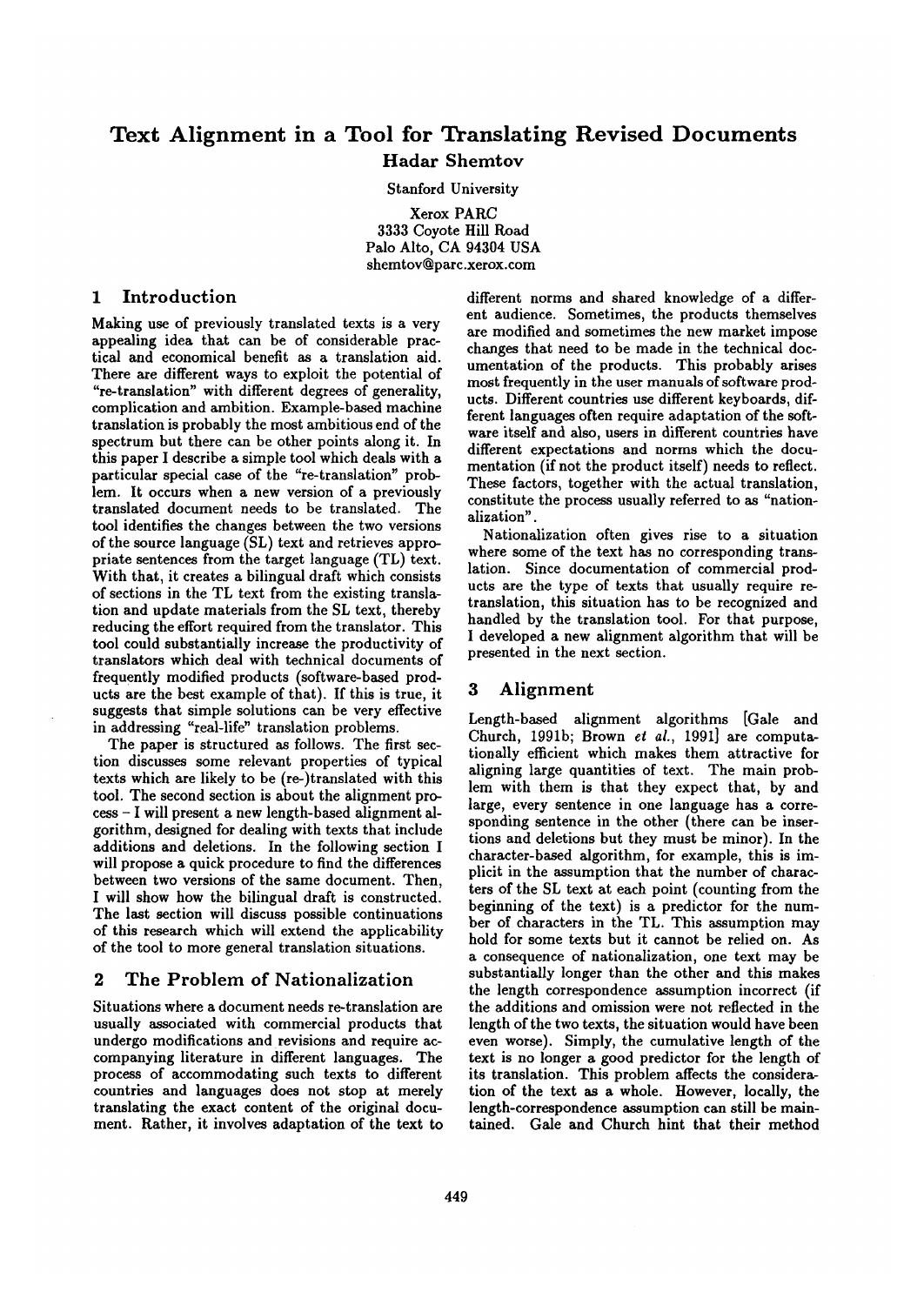# Text Alignment in a Tool for Translating Revised Documents

**Hadar Shemtov**

Stanford University

Xerox PARC
3333 Coyote Hill Road
Palo Alto, CA 94304 USA
shemtov@parc.xerox.com

## 1 Introduction

Making use of previously translated texts is a very appealing idea that can be of considerable practical and economical benefit as a translation aid. There are different ways to exploit the potential of "re-translation" with different degrees of generality, complication and ambition. Example-based machine translation is probably the most ambitious end of the spectrum but there can be other points along it. In this paper I describe a simple tool which deals with a particular special case of the "re-translation" problem. It occurs when a new version of a previously translated document needs to be translated. The tool identifies the changes between the two versions of the source language (SL) text and retrieves appropriate sentences from the target language (TL) text. With that, it creates a bilingual draft which consists of sections in the TL text from the existing translation and update materials from the SL text, thereby reducing the effort required from the translator. This tool could substantially increase the productivity of translators which deal with technical documents of frequently modified products (software-based products are the best example of that). If this is true, it suggests that simple solutions can be very effective in addressing "real-life" translation problems.

The paper is structured as follows. The first section discusses some relevant properties of typical texts which are likely to be (re-)translated with this tool. The second section is about the alignment process – I will present a new length-based alignment algorithm, designed for dealing with texts that include additions and deletions. In the following section I will propose a quick procedure to find the differences between two versions of the same document. Then, I will show how the bilingual draft is constructed. The last section will discuss possible continuations of this research which will extend the applicability of the tool to more general translation situations.

## 2 The Problem of Nationalization

Situations where a document needs re-translation are usually associated with commercial products that undergo modifications and revisions and require accompanying literature in different languages. The process of accommodating such texts to different countries and languages does not stop at merely translating the exact content of the original document. Rather, it involves adaptation of the text to different norms and shared knowledge of a different audience. Sometimes, the products themselves are modified and sometimes the new market impose changes that need to be made in the technical documentation of the products. This probably arises most frequently in the user manuals of software products. Different countries use different keyboards, different languages often require adaptation of the software itself and also, users in different countries have different expectations and norms which the documentation (if not the product itself) needs to reflect. These factors, together with the actual translation, constitute the process usually referred to as "nationalization".

Nationalization often gives rise to a situation where some of the text has no corresponding translation. Since documentation of commercial products are the type of texts that usually require re-translation, this situation has to be recognized and handled by the translation tool. For that purpose, I developed a new alignment algorithm that will be presented in the next section.

## 3 Alignment

Length-based alignment algorithms [Gale and Church, 1991b; Brown *et al.*, 1991] are computationally efficient which makes them attractive for aligning large quantities of text. The main problem with them is that they expect that, by and large, every sentence in one language has a corresponding sentence in the other (there can be insertions and deletions but they must be minor). In the character-based algorithm, for example, this is implicit in the assumption that the number of characters of the SL text at each point (counting from the beginning of the text) is a predictor for the number of characters in the TL. This assumption may hold for some texts but it cannot be relied on. As a consequence of nationalization, one text may be substantially longer than the other and this makes the length correspondence assumption incorrect (if the additions and omission were not reflected in the length of the two texts, the situation would have been even worse). Simply, the cumulative length of the text is no longer a good predictor for the length of its translation. This problem affects the consideration of the text as a whole. However, locally, the length-correspondence assumption can still be maintained. Gale and Church hint that their method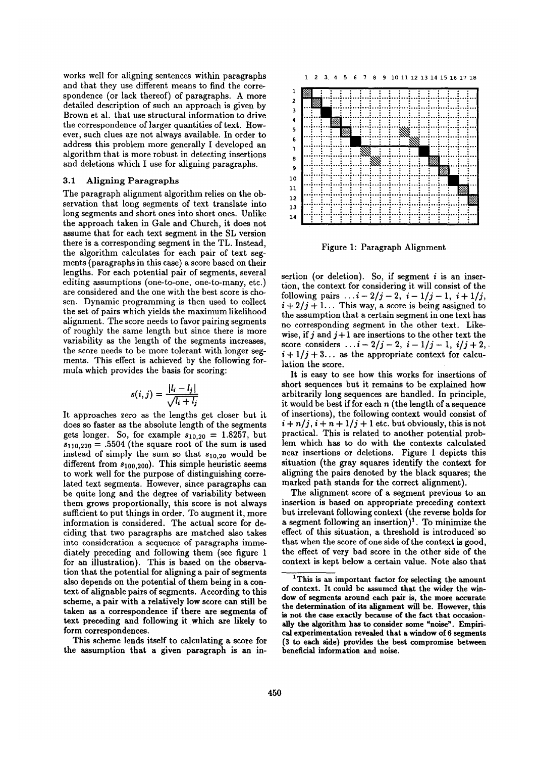works well for aligning sentences within paragraphs and that they use different means to find the correspondence (or lack thereof) of paragraphs. A more detailed description of such an approach is given by Brown et al. that use structural information to drive the correspondence of larger quantities of text. However, such clues are not always available. In order to address this problem more generally I developed an algorithm that is more robust in detecting insertions and deletions which I use for aligning paragraphs.

### 3.1 Aligning Paragraphs

The paragraph alignment algorithm relies on the observation that long segments of text translate into long segments and short ones into short ones. Unlike the approach taken in Gale and Church, it does not assume that for each text segment in the SL version there is a corresponding segment in the TL. Instead, the algorithm calculates for each pair of text segments (paragraphs in this case) a score based on their lengths. For each potential pair of segments, several editing assumptions (one-to-one, one-to-many, etc.) are considered and the one with the best score is chosen. Dynamic programming is then used to collect the set of pairs which yields the maximum likelihood alignment. The score needs to favor pairing segments of roughly the same length but since there is more variability as the length of the segments increases, the score needs to be more tolerant with longer segments. This effect is achieved by the following formula which provides the basis for scoring:

$$s(i,j) = \frac{|l_i - l_j|}{\sqrt{l_i + l_j}}$$

It approaches zero as the lengths get closer but it does so faster as the absolute length of the segments gets longer. So, for example $s_{10,20} = 1.8257$, but $s_{110,220} = .5504$ (the square root of the sum is used instead of simply the sum so that $s_{10,20}$ would be different from $s_{100,200}$). This simple heuristic seems to work well for the purpose of distinguishing correlated text segments. However, since paragraphs can be quite long and the degree of variability between them grows proportionally, this score is not always sufficient to put things in order. To augment it, more information is considered. The actual score for deciding that two paragraphs are matched also takes into consideration a sequence of paragraphs immediately preceding and following them (see figure 1 for an illustration). This is based on the observation that the potential for aligning a pair of segments also depends on the potential of them being in a context of alignable pairs of segments. According to this scheme, a pair with a relatively low score can still be taken as a correspondence if there are segments of text preceding and following it which are likely to form correspondences.

This scheme lends itself to calculating a score for the assumption that a given paragraph is an insertion (or deletion). So, if segment $i$ is an insertion, the context for considering it will consist of the following pairs $\ldots i-2/j-2,\ i-1/j-1,\ i+1/j,\ i+2/j+1\ldots$ This way, a score is being assigned to the assumption that a certain segment in one text has no corresponding segment in the other text. Likewise, if $j$ and $j+1$ are insertions to the other text the score considers $\ldots i-2/j-2,\ i-1/j-1,\ i/j+2,\ i+1/j+3\ldots$ as the appropriate context for calculation the score.

Figure 1: Paragraph Alignment

It is easy to see how this works for insertions of short sequences but it remains to be explained how arbitrarily long sequences are handled. In principle, it would be best if for each $n$ (the length of a sequence of insertions), the following context would consist of $i+n/j,\ i+n+1/j+1$ etc. but obviously, this is not practical. This is related to another potential problem which has to do with the contexts calculated near insertions or deletions. Figure 1 depicts this situation (the gray squares identify the context for aligning the pairs denoted by the black squares; the marked path stands for the correct alignment).

The alignment score of a segment previous to an insertion is based on appropriate preceding context but irrelevant following context (the reverse holds for a segment following an insertion)[1]. To minimize the effect of this situation, a threshold is introduced so that when the score of one side of the context is good, the effect of very bad score in the other side of the context is kept below a certain value. Note also that

[1] This is an important factor for selecting the amount of context. It could be assumed that the wider the window of segments around each pair is, the more accurate the determination of its alignment will be. However, this is not the case exactly because of the fact that occasionally the algorithm has to consider some "noise". Empirical experimentation revealed that a window of 6 segments (3 to each side) provides the best compromise between beneficial information and noise.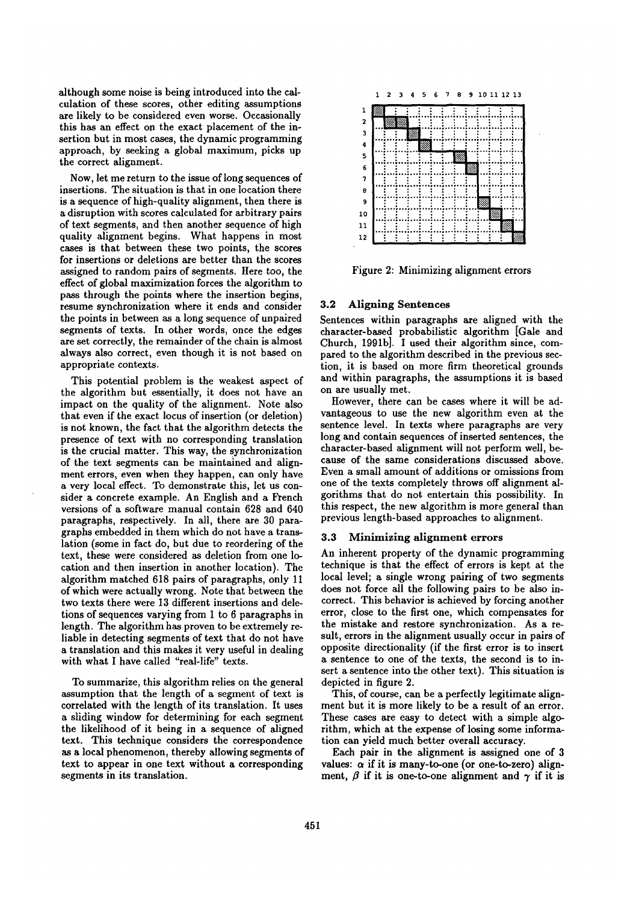although some noise is being introduced into the calculation of these scores, other editing assumptions are likely to be considered even worse. Occasionally this has an effect on the exact placement of the insertion but in most cases, the dynamic programming approach, by seeking a global maximum, picks up the correct alignment.

Now, let me return to the issue of long sequences of insertions. The situation is that in one location there is a sequence of high-quality alignment, then there is a disruption with scores calculated for arbitrary pairs of text segments, and then another sequence of high quality alignment begins. What happens in most cases is that between these two points, the scores for insertions or deletions are better than the scores assigned to random pairs of segments. Here too, the effect of global maximization forces the algorithm to pass through the points where the insertion begins, resume synchronization where it ends and consider the points in between as a long sequence of unpaired segments of texts. In other words, once the edges are set correctly, the remainder of the chain is almost always also correct, even though it is not based on appropriate contexts.

This potential problem is the weakest aspect of the algorithm but essentially, it does not have an impact on the quality of the alignment. Note also that even if the exact locus of insertion (or deletion) is not known, the fact that the algorithm detects the presence of text with no corresponding translation is the crucial matter. This way, the synchronization of the text segments can be maintained and alignment errors, even when they happen, can only have a very local effect. To demonstrate this, let us consider a concrete example. An English and a French versions of a software manual contain 628 and 640 paragraphs, respectively. In all, there are 30 paragraphs embedded in them which do not have a translation (some in fact do, but due to reordering of the text, these were considered as deletion from one location and then insertion in another location). The algorithm matched 618 pairs of paragraphs, only 11 of which were actually wrong. Note that between the two texts there were 13 different insertions and deletions of sequences varying from 1 to 6 paragraphs in length. The algorithm has proven to be extremely reliable in detecting segments of text that do not have a translation and this makes it very useful in dealing with what I have called "real-life" texts.

To summarize, this algorithm relies on the general assumption that the length of a segment of text is correlated with the length of its translation. It uses a sliding window for determining for each segment the likelihood of it being in a sequence of aligned text. This technique considers the correspondence as a local phenomenon, thereby allowing segments of text to appear in one text without a corresponding segments in its translation.

1 2 3 4 5 6 7 8 9 10 11 12 13

1
2
3
4
5
6
7
8
9
10
11
12

Figure 2: Minimizing alignment errors

### 3.2 Aligning Sentences

Sentences within paragraphs are aligned with the character-based probabilistic algorithm [Gale and Church, 1991b]. I used their algorithm since, compared to the algorithm described in the previous section, it is based on more firm theoretical grounds and within paragraphs, the assumptions it is based on are usually met.

However, there can be cases where it will be advantageous to use the new algorithm even at the sentence level. In texts where paragraphs are very long and contain sequences of inserted sentences, the character-based alignment will not perform well, because of the same considerations discussed above. Even a small amount of additions or omissions from one of the texts completely throws off alignment algorithms that do not entertain this possibility. In this respect, the new algorithm is more general than previous length-based approaches to alignment.

### 3.3 Minimizing alignment errors

An inherent property of the dynamic programming technique is that the effect of errors is kept at the local level; a single wrong pairing of two segments does not force all the following pairs to be also incorrect. This behavior is achieved by forcing another error, close to the first one, which compensates for the mistake and restore synchronization. As a result, errors in the alignment usually occur in pairs of opposite directionality (if the first error is to insert a sentence to one of the texts, the second is to insert a sentence into the other text). This situation is depicted in figure 2.

This, of course, can be a perfectly legitimate alignment but it is more likely to be a result of an error. These cases are easy to detect with a simple algorithm, which at the expense of losing some information can yield much better overall accuracy.

Each pair in the alignment is assigned one of 3 values: $\alpha$ if it is many-to-one (or one-to-zero) alignment, $\beta$ if it is one-to-one alignment and $\gamma$ if it is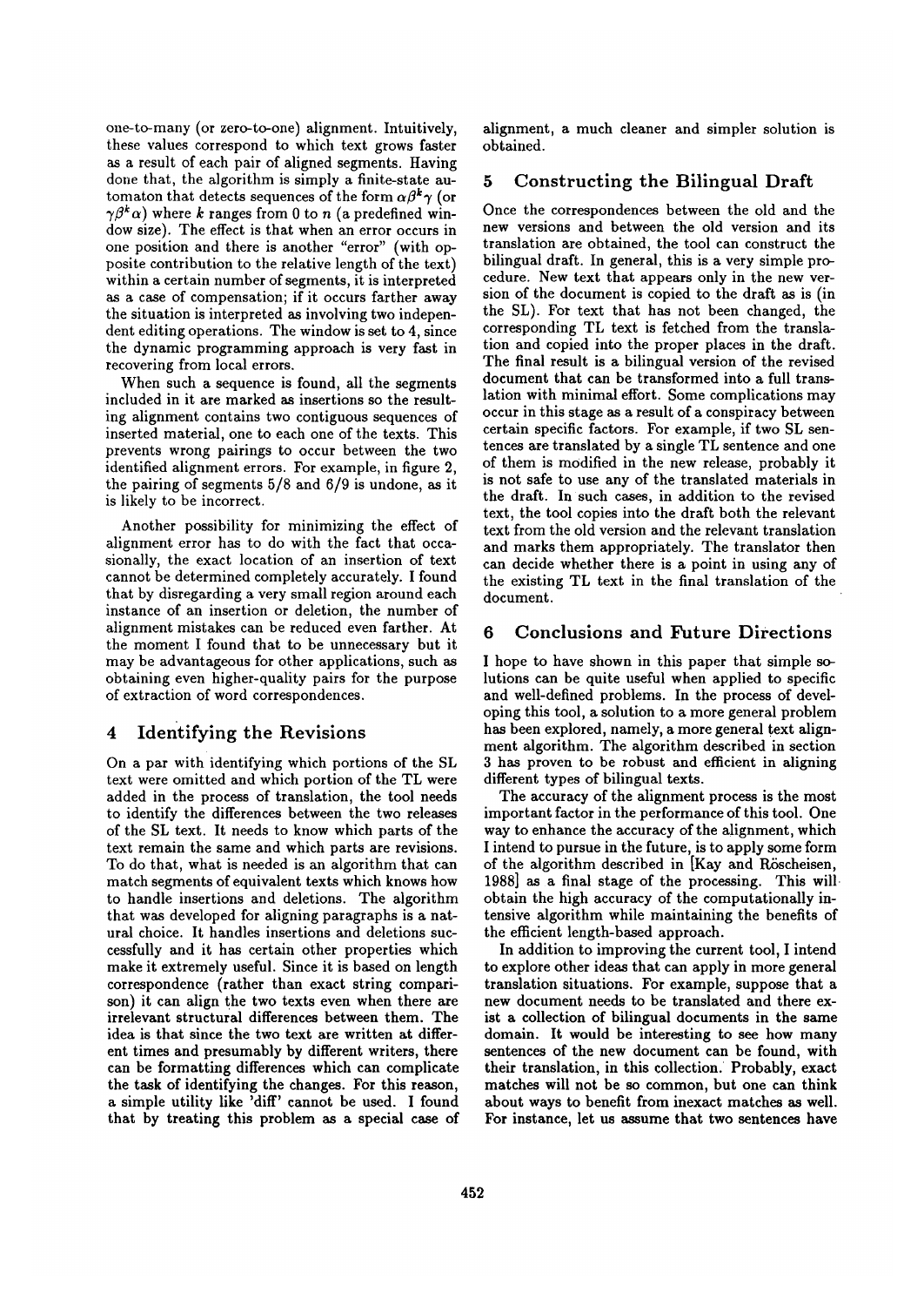one-to-many (or zero-to-one) alignment. Intuitively, these values correspond to which text grows faster as a result of each pair of aligned segments. Having done that, the algorithm is simply a finite-state automaton that detects sequences of the form $\alpha\beta^k\gamma$ (or $\gamma\beta^k\alpha$) where $k$ ranges from 0 to $n$ (a predefined window size). The effect is that when an error occurs in one position and there is another "error" (with opposite contribution to the relative length of the text) within a certain number of segments, it is interpreted as a case of compensation; if it occurs farther away the situation is interpreted as involving two independent editing operations. The window is set to 4, since the dynamic programming approach is very fast in recovering from local errors.

When such a sequence is found, all the segments included in it are marked as insertions so the resulting alignment contains two contiguous sequences of inserted material, one to each one of the texts. This prevents wrong pairings to occur between the two identified alignment errors. For example, in figure 2, the pairing of segments 5/8 and 6/9 is undone, as it is likely to be incorrect.

Another possibility for minimizing the effect of alignment error has to do with the fact that occasionally, the exact location of an insertion of text cannot be determined completely accurately. I found that by disregarding a very small region around each instance of an insertion or deletion, the number of alignment mistakes can be reduced even farther. At the moment I found that to be unnecessary but it may be advantageous for other applications, such as obtaining even higher-quality pairs for the purpose of extraction of word correspondences.

## 4 Identifying the Revisions

On a par with identifying which portions of the SL text were omitted and which portion of the TL were added in the process of translation, the tool needs to identify the differences between the two releases of the SL text. It needs to know which parts of the text remain the same and which parts are revisions. To do that, what is needed is an algorithm that can match segments of equivalent texts which knows how to handle insertions and deletions. The algorithm that was developed for aligning paragraphs is a natural choice. It handles insertions and deletions successfully and it has certain other properties which make it extremely useful. Since it is based on length correspondence (rather than exact string comparison) it can align the two texts even when there are irrelevant structural differences between them. The idea is that since the two text are written at different times and presumably by different writers, there can be formatting differences which can complicate the task of identifying the changes. For this reason, a simple utility like 'diff' cannot be used. I found that by treating this problem as a special case of alignment, a much cleaner and simpler solution is obtained.

## 5 Constructing the Bilingual Draft

Once the correspondences between the old and the new versions and between the old version and its translation are obtained, the tool can construct the bilingual draft. In general, this is a very simple procedure. New text that appears only in the new version of the document is copied to the draft as is (in the SL). For text that has not been changed, the corresponding TL text is fetched from the translation and copied into the proper places in the draft. The final result is a bilingual version of the revised document that can be transformed into a full translation with minimal effort. Some complications may occur in this stage as a result of a conspiracy between certain specific factors. For example, if two SL sentences are translated by a single TL sentence and one of them is modified in the new release, probably it is not safe to use any of the translated materials in the draft. In such cases, in addition to the revised text, the tool copies into the draft both the relevant text from the old version and the relevant translation and marks them appropriately. The translator then can decide whether there is a point in using any of the existing TL text in the final translation of the document.

## 6 Conclusions and Future Directions

I hope to have shown in this paper that simple solutions can be quite useful when applied to specific and well-defined problems. In the process of developing this tool, a solution to a more general problem has been explored, namely, a more general text alignment algorithm. The algorithm described in section 3 has proven to be robust and efficient in aligning different types of bilingual texts.

The accuracy of the alignment process is the most important factor in the performance of this tool. One way to enhance the accuracy of the alignment, which I intend to pursue in the future, is to apply some form of the algorithm described in [Kay and Röscheisen, 1988] as a final stage of the processing. This will obtain the high accuracy of the computationally intensive algorithm while maintaining the benefits of the efficient length-based approach.

In addition to improving the current tool, I intend to explore other ideas that can apply in more general translation situations. For example, suppose that a new document needs to be translated and there exist a collection of bilingual documents in the same domain. It would be interesting to see how many sentences of the new document can be found, with their translation, in this collection. Probably, exact matches will not be so common, but one can think about ways to benefit from inexact matches as well. For instance, let us assume that two sentences have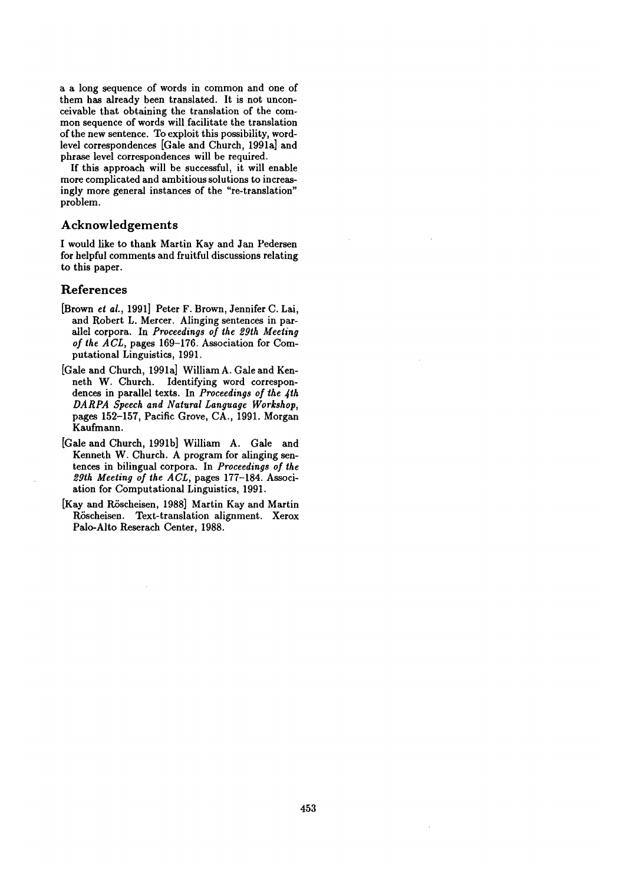a a long sequence of words in common and one of them has already been translated. It is not unconceivable that obtaining the translation of the common sequence of words will facilitate the translation of the new sentence. To exploit this possibility, word-level correspondences [Gale and Church, 1991a] and phrase level correspondences will be required.

If this approach will be successful, it will enable more complicated and ambitious solutions to increasingly more general instances of the "re-translation" problem.

## Acknowledgements

I would like to thank Martin Kay and Jan Pedersen for helpful comments and fruitful discussions relating to this paper.

## References

[Brown *et al.*, 1991] Peter F. Brown, Jennifer C. Lai, and Robert L. Mercer. Alinging sentences in parallel corpora. In *Proceedings of the 29th Meeting of the ACL*, pages 169–176. Association for Computational Linguistics, 1991.

[Gale and Church, 1991a] William A. Gale and Kenneth W. Church. Identifying word correspondences in parallel texts. In *Proceedings of the 4th DARPA Speech and Natural Language Workshop*, pages 152–157, Pacific Grove, CA., 1991. Morgan Kaufmann.

[Gale and Church, 1991b] William A. Gale and Kenneth W. Church. A program for alinging sentences in bilingual corpora. In *Proceedings of the 29th Meeting of the ACL*, pages 177–184. Association for Computational Linguistics, 1991.

[Kay and Röscheisen, 1988] Martin Kay and Martin Röscheisen. Text-translation alignment. Xerox Palo-Alto Reserach Center, 1988.